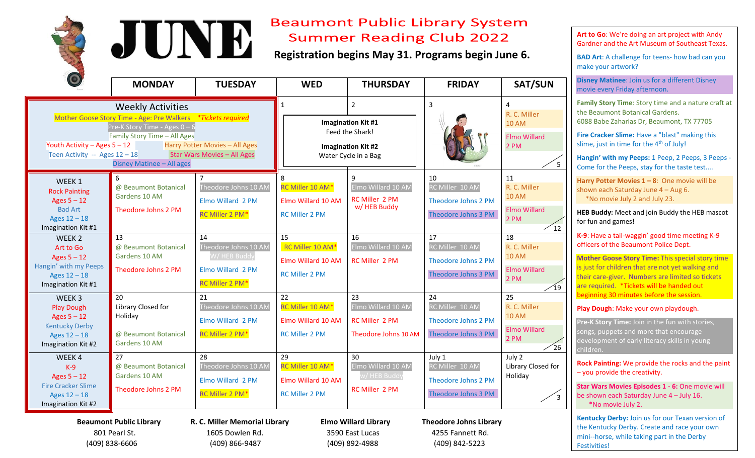# JUNE

## Beaumont Public Library System Summer Reading Club 2022

**Registration begins May 31. Programs begin June 6.**

| | MONDAY | TUESDAY | WED | THURSDAY | FRIDAY | SAT/SUN |
|---|---|---|---|---|---|---|
| **Weekly Activities**<br>Mother Goose Story Time - Age: Pre Walkers *Tickets required<br>Pre-K Story Time - Ages 0 – 6<br>Family Story Time – All Ages<br>Youth Activity – Ages 5 – 12 / Harry Potter Movies – All Ages<br>Teen Activity -- Ages 12 – 18 / Star Wars Movies – All Ages<br>Disney Matinee – All ages | | | 1 | 2<br>Imagination Kit #1<br>Feed the Shark!<br>Imagination Kit #2<br>Water Cycle in a Bag | 3 | 4<br>R. C. Miller 10 AM<br>Elmo Willard 2 PM<br>5 |
| WEEK 1<br>Rock Painting<br>Ages 5 – 12<br>Bad Art<br>Ages 12 – 18<br>Imagination Kit #1 | 6<br>@ Beaumont Botanical Gardens 10 AM<br>Theodore Johns 2 PM | 7<br>Theodore Johns 10 AM<br>Elmo Willard 2 PM<br>RC Miller 2 PM* | 8<br>RC Miller 10 AM*<br>Elmo Willard 10 AM<br>RC Miller 2 PM | 9<br>Elmo Willard 10 AM<br>RC Miller 2 PM w/ HEB Buddy | 10<br>RC Miller 10 AM<br>Theodore Johns 2 PM<br>Theodore Johns 3 PM | 11<br>R. C. Miller 10 AM<br>Elmo Willard 2 PM<br>12 |
| WEEK 2<br>Art to Go<br>Ages 5 – 12<br>Hangin' with my Peeps<br>Ages 12 – 18<br>Imagination Kit #1 | 13<br>@ Beaumont Botanical Gardens 10 AM<br>Theodore Johns 2 PM | 14<br>Theodore Johns 10 AM<br>W/ HEB Buddy<br>Elmo Willard 2 PM<br>RC Miller 2 PM* | 15<br>RC Miller 10 AM*<br>Elmo Willard 10 AM<br>RC Miller 2 PM | 16<br>Elmo Willard 10 AM<br>RC Miller 2 PM | 17<br>RC Miller 10 AM<br>Theodore Johns 2 PM<br>Theodore Johns 3 PM | 18<br>R. C. Miller 10 AM<br>Elmo Willard 2 PM<br>19 |
| WEEK 3<br>Play Dough<br>Ages 5 – 12<br>Kentucky Derby<br>Ages 12 – 18<br>Imagination Kit #2 | 20<br>Library Closed for Holiday<br>@ Beaumont Botanical Gardens 10 AM | 21<br>Theodore Johns 10 AM<br>Elmo Willard 2 PM<br>RC Miller 2 PM* | 22<br>RC Miller 10 AM*<br>Elmo Willard 10 AM<br>RC Miller 2 PM | 23<br>Elmo Willard 10 AM<br>RC Miller 2 PM<br>Theodore Johns 10 AM | 24<br>RC Miller 10 AM<br>Theodore Johns 2 PM<br>Theodore Johns 3 PM | 25<br>R. C. Miller 10 AM<br>Elmo Willard 2 PM<br>26 |
| WEEK 4<br>K-9<br>Ages 5 – 12<br>Fire Cracker Slime<br>Ages 12 – 18<br>Imagination Kit #2 | 27<br>@ Beaumont Botanical Gardens 10 AM<br>Theodore Johns 2 PM | 28<br>Theodore Johns 10 AM<br>Elmo Willard 2 PM<br>RC Miller 2 PM* | 29<br>RC Miller 10 AM*<br>Elmo Willard 10 AM<br>RC Miller 2 PM | 30<br>Elmo Willard 10 AM<br>w/ HEB Buddy<br>RC Miller 2 PM | July 1<br>RC Miller 10 AM<br>Theodore Johns 2 PM<br>Theodore Johns 3 PM | July 2<br>Library Closed for Holiday<br>3 |

| Beaumont Public Library | R. C. Miller Memorial Library | Elmo Willard Library | Theodore Johns Library |
|---|---|---|---|
| 801 Pearl St. | 1605 Dowlen Rd. | 3590 East Lucas | 4255 Fannett Rd. |
| (409) 838-6606 | (409) 866-9487 | (409) 892-4988 | (409) 842-5223 |

**Art to Go**: We're doing an art project with Andy Gardner and the Art Museum of Southeast Texas.

**BAD Art**: A challenge for teens- how bad can you make your artwork?

**Disney Matinee**: Join us for a different Disney movie every Friday afternoon.

**Family Story Time**: Story time and a nature craft at the Beaumont Botanical Gardens. 6088 Babe Zaharias Dr, Beaumont, TX 77705

**Fire Cracker Slime**: Have a "blast" making this slime, just in time for the 4th of July!

**Hangin' with my Peeps**: 1 Peep, 2 Peeps, 3 Peeps - Come for the Peeps, stay for the taste test....

**Harry Potter Movies 1 – 8**: One movie will be shown each Saturday June 4 – Aug 6. *No movie July 2 and July 23.

**HEB Buddy**: Meet and join Buddy the HEB mascot for fun and games!

**K-9**: Have a tail-waggin' good time meeting K-9 officers of the Beaumont Police Dept.

**Mother Goose Story Time**: This special story time is just for children that are not yet walking and their care-giver. Numbers are limited so tickets are required. *Tickets will be handed out beginning 30 minutes before the session.

**Play Dough**: Make your own playdough.

**Pre-K Story Time:** Join in the fun with stories, songs, puppets and more that encourage development of early literacy skills in young children.

**Rock Painting:** We provide the rocks and the paint – you provide the creativity.

**Star Wars Movies Episodes 1 - 6:** One movie will be shown each Saturday June 4 – July 16. *No movie July 2.

**Kentucky Derby:** Join us for our Texan version of the Kentucky Derby. Create and race your own mini--horse, while taking part in the Derby Festivities!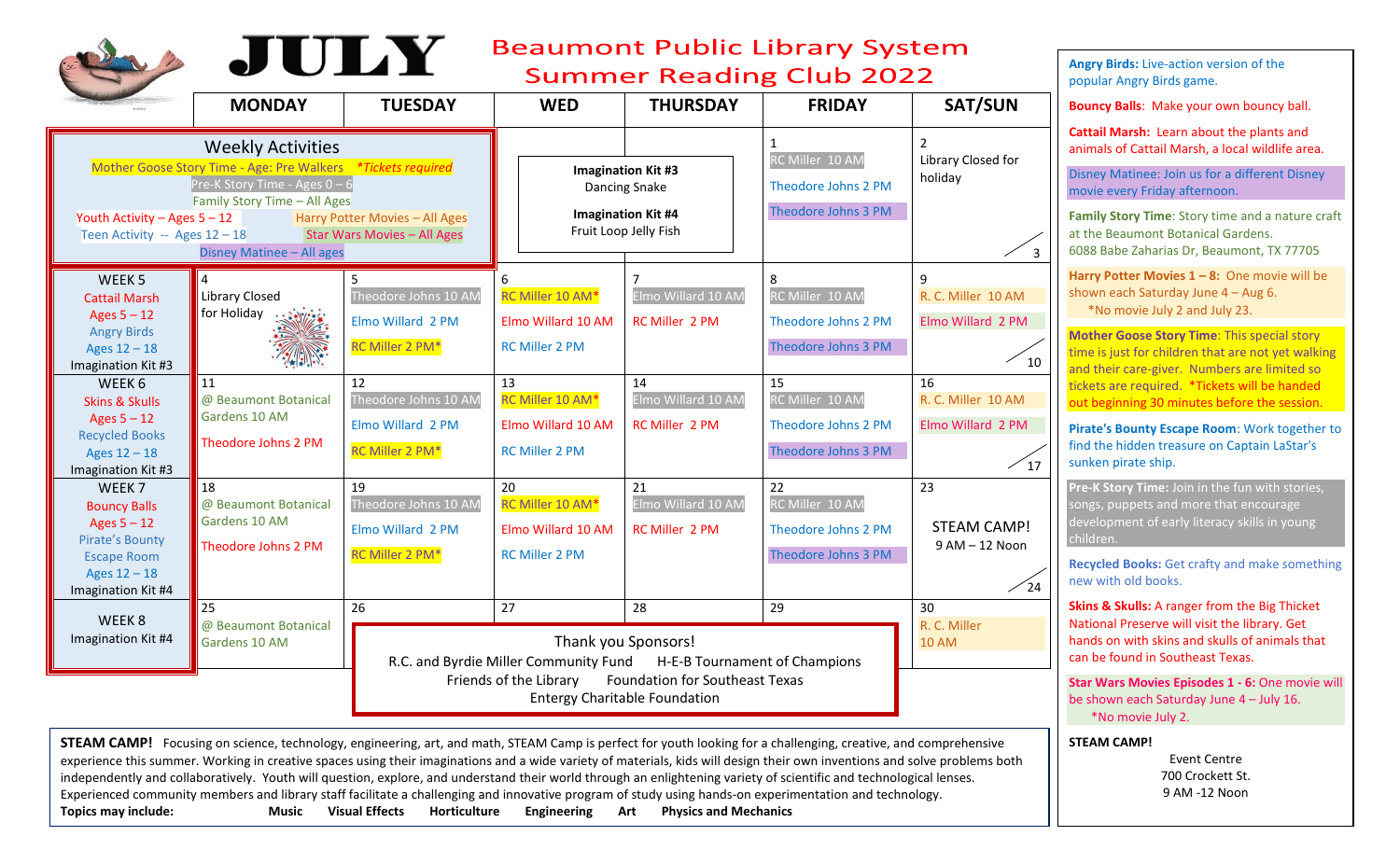# JULY

## Beaumont Public Library System Summer Reading Club 2022

| | MONDAY | TUESDAY | WED | THURSDAY | FRIDAY | SAT/SUN |
|---|---|---|---|---|---|---|
| **Weekly Activities**<br>Mother Goose Story Time - Age: Pre Walkers *Tickets required<br>Pre-K Story Time - Ages 0 – 6<br>Family Story Time – All Ages<br>Youth Activity – Ages 5 – 12<br>Teen Activity -- Ages 12 – 18<br>Harry Potter Movies – All Ages<br>Star Wars Movies – All Ages<br>Disney Matinee – All ages | | | **Imagination Kit #3**<br>Dancing Snake<br>**Imagination Kit #4**<br>Fruit Loop Jelly Fish | | 1<br>RC Miller 10 AM<br>Theodore Johns 2 PM<br>Theodore Johns 3 PM | 2<br>Library Closed for holiday<br>3 |
| WEEK 5<br>Cattail Marsh<br>Ages 5 – 12<br>Angry Birds<br>Ages 12 – 18<br>Imagination Kit #3 | 4<br>Library Closed for Holiday | 5<br>Theodore Johns 10 AM<br>Elmo Willard 2 PM<br>RC Miller 2 PM* | 6<br>RC Miller 10 AM*<br>Elmo Willard 10 AM<br>RC Miller 2 PM | 7<br>Elmo Willard 10 AM<br>RC Miller 2 PM | 8<br>RC Miller 10 AM<br>Theodore Johns 2 PM<br>Theodore Johns 3 PM | 9<br>R. C. Miller 10 AM<br>Elmo Willard 2 PM<br>10 |
| WEEK 6<br>Skins & Skulls<br>Ages 5 – 12<br>Recycled Books<br>Ages 12 – 18<br>Imagination Kit #3 | 11<br>@ Beaumont Botanical Gardens 10 AM<br>Theodore Johns 2 PM | 12<br>Theodore Johns 10 AM<br>Elmo Willard 2 PM<br>RC Miller 2 PM* | 13<br>RC Miller 10 AM*<br>Elmo Willard 10 AM<br>RC Miller 2 PM | 14<br>Elmo Willard 10 AM<br>RC Miller 2 PM | 15<br>RC Miller 10 AM<br>Theodore Johns 2 PM<br>Theodore Johns 3 PM | 16<br>R. C. Miller 10 AM<br>Elmo Willard 2 PM<br>17 |
| WEEK 7<br>Bouncy Balls<br>Ages 5 – 12<br>Pirate's Bounty Escape Room<br>Ages 12 – 18<br>Imagination Kit #4 | 18<br>@ Beaumont Botanical Gardens 10 AM<br>Theodore Johns 2 PM | 19<br>Theodore Johns 10 AM<br>Elmo Willard 2 PM<br>RC Miller 2 PM* | 20<br>RC Miller 10 AM*<br>Elmo Willard 10 AM<br>RC Miller 2 PM | 21<br>Elmo Willard 10 AM<br>RC Miller 2 PM | 22<br>RC Miller 10 AM<br>Theodore Johns 2 PM<br>Theodore Johns 3 PM | 23<br>STEAM CAMP!<br>9 AM – 12 Noon<br>24 |
| WEEK 8<br>Imagination Kit #4 | 25<br>@ Beaumont Botanical Gardens 10 AM | 26 | 27 | 28 | 29 | 30<br>R. C. Miller 10 AM |

**Thank you Sponsors!**
R.C. and Byrdie Miller Community Fund
H-E-B Tournament of Champions
Friends of the Library
Foundation for Southeast Texas
Entergy Charitable Foundation

**STEAM CAMP!** Focusing on science, technology, engineering, art, and math, STEAM Camp is perfect for youth looking for a challenging, creative, and comprehensive experience this summer. Working in creative spaces using their imaginations and a wide variety of materials, kids will design their own inventions and solve problems both independently and collaboratively. Youth will question, explore, and understand their world through an enlightening variety of scientific and technological lenses. Experienced community members and library staff facilitate a challenging and innovative program of study using hands-on experimentation and technology.

**Topics may include:** **Music** **Visual Effects** **Horticulture** **Engineering** **Art** **Physics and Mechanics**

**Angry Birds:** Live-action version of the popular Angry Birds game.

**Bouncy Balls**: Make your own bouncy ball.

**Cattail Marsh:** Learn about the plants and animals of Cattail Marsh, a local wildlife area.

Disney Matinee: Join us for a different Disney movie every Friday afternoon.

**Family Story Time**: Story time and a nature craft at the Beaumont Botanical Gardens. 6088 Babe Zaharias Dr, Beaumont, TX 77705

**Harry Potter Movies 1 – 8:** One movie will be shown each Saturday June 4 – Aug 6. *No movie July 2 and July 23.

**Mother Goose Story Time**: This special story time is just for children that are not yet walking and their care-giver. Numbers are limited so tickets are required. *Tickets will be handed out beginning 30 minutes before the session.

**Pirate's Bounty Escape Room**: Work together to find the hidden treasure on Captain LaStar's sunken pirate ship.

**Pre-K Story Time:** Join in the fun with stories, songs, puppets and more that encourage development of early literacy skills in young children.

**Recycled Books:** Get crafty and make something new with old books.

**Skins & Skulls:** A ranger from the Big Thicket National Preserve will visit the library. Get hands on with skins and skulls of animals that can be found in Southeast Texas.

**Star Wars Movies Episodes 1 - 6:** One movie will be shown each Saturday June 4 – July 16. *No movie July 2.

**STEAM CAMP!**
Event Centre
700 Crockett St.
9 AM -12 Noon